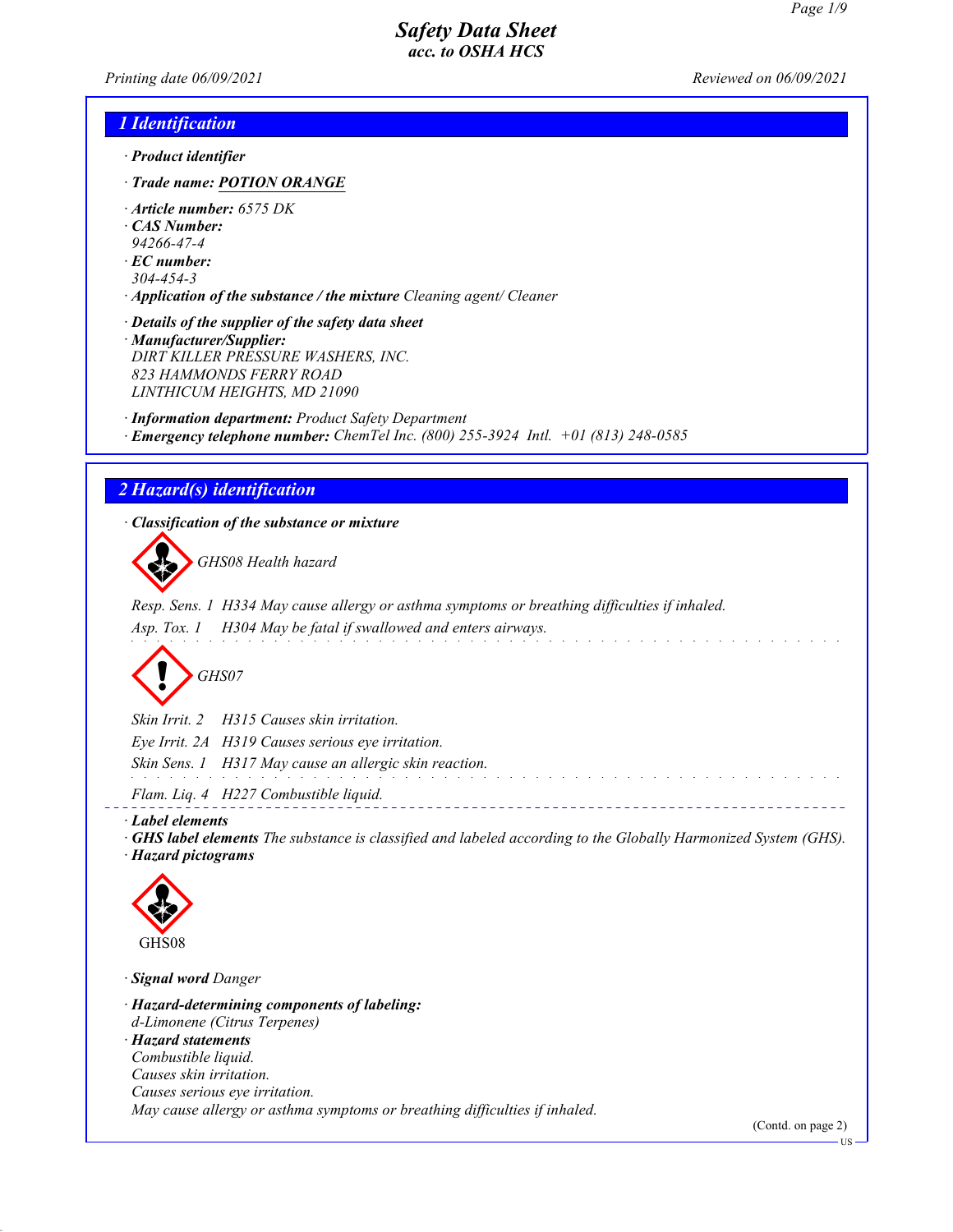# Safety Data Sheet
## acc. to OSHA HCS

*Printing date 06/09/2021* *Reviewed on 06/09/2021*

## 1 Identification

· **Product identifier**

· **Trade name: POTION ORANGE**

· **Article number:** 6575 DK
· **CAS Number:**
94266-47-4
· **EC number:**
304-454-3
· **Application of the substance / the mixture** Cleaning agent/ Cleaner

· **Details of the supplier of the safety data sheet**
· **Manufacturer/Supplier:**
DIRT KILLER PRESSURE WASHERS, INC.
823 HAMMONDS FERRY ROAD
LINTHICUM HEIGHTS, MD 21090

· **Information department:** Product Safety Department
· **Emergency telephone number:** ChemTel Inc. (800) 255-3924 Intl. +01 (813) 248-0585

## 2 Hazard(s) identification

· **Classification of the substance or mixture**

GHS08 Health hazard

Resp. Sens. 1 H334 May cause allergy or asthma symptoms or breathing difficulties if inhaled.
Asp. Tox. 1 H304 May be fatal if swallowed and enters airways.

GHS07

Skin Irrit. 2 H315 Causes skin irritation.
Eye Irrit. 2A H319 Causes serious eye irritation.
Skin Sens. 1 H317 May cause an allergic skin reaction.

Flam. Liq. 4 H227 Combustible liquid.

· **Label elements**
· **GHS label elements** The substance is classified and labeled according to the Globally Harmonized System (GHS).
· **Hazard pictograms**

GHS08

· **Signal word** Danger

· **Hazard-determining components of labeling:**
d-Limonene (Citrus Terpenes)
· **Hazard statements**
Combustible liquid.
Causes skin irritation.
Causes serious eye irritation.
May cause allergy or asthma symptoms or breathing difficulties if inhaled.

(Contd. on page 2)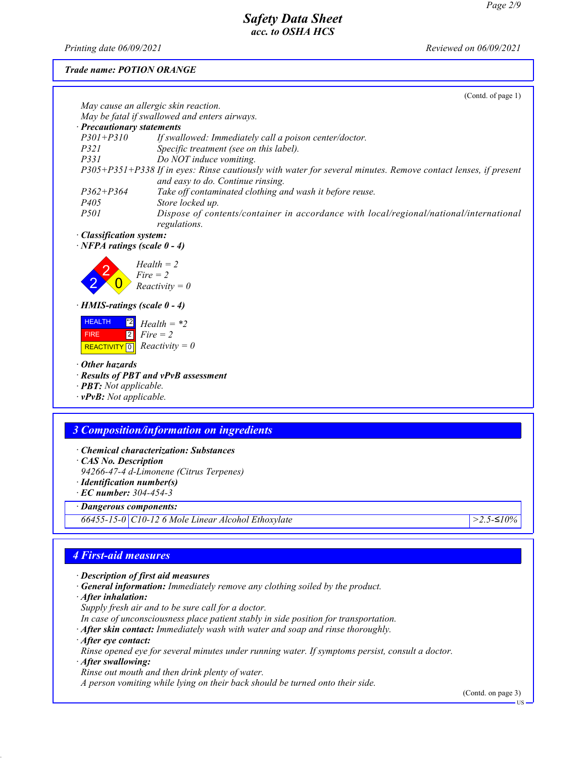Trade name: POTION ORANGE

(Contd. of page 1)

May cause an allergic skin reaction.
May be fatal if swallowed and enters airways.

· **Precautionary statements**

| | |
|---|---|
| P301+P310 | If swallowed: Immediately call a poison center/doctor. |
| P321 | Specific treatment (see on this label). |
| P331 | Do NOT induce vomiting. |
| P305+P351+P338 | If in eyes: Rinse cautiously with water for several minutes. Remove contact lenses, if present and easy to do. Continue rinsing. |
| P362+P364 | Take off contaminated clothing and wash it before reuse. |
| P405 | Store locked up. |
| P501 | Dispose of contents/container in accordance with local/regional/national/international regulations. |

· **Classification system:**

· **NFPA ratings (scale 0 - 4)**

Health = 2
Fire = 2
Reactivity = 0

· **HMIS-ratings (scale 0 - 4)**

| | | |
|---|---|---|
| HEALTH | *2 | Health = *2 |
| FIRE | 2 | Fire = 2 |
| REACTIVITY | 0 | Reactivity = 0 |

· **Other hazards**

· **Results of PBT and vPvB assessment**

· **PBT:** Not applicable.

· **vPvB:** Not applicable.

## 3 Composition/information on ingredients

· **Chemical characterization: Substances**

· **CAS No. Description**

94266-47-4 d-Limonene (Citrus Terpenes)

· **Identification number(s)**

· **EC number:** 304-454-3

· **Dangerous components:**

| | | |
|---|---|---|
| 66455-15-0 | C10-12 6 Mole Linear Alcohol Ethoxylate | >2.5-≤10% |

## 4 First-aid measures

· **Description of first aid measures**

· **General information:** Immediately remove any clothing soiled by the product.

· **After inhalation:**

Supply fresh air and to be sure call for a doctor.
In case of unconsciousness place patient stably in side position for transportation.

· **After skin contact:** Immediately wash with water and soap and rinse thoroughly.

· **After eye contact:**

Rinse opened eye for several minutes under running water. If symptoms persist, consult a doctor.

· **After swallowing:**

Rinse out mouth and then drink plenty of water.
A person vomiting while lying on their back should be turned onto their side.

(Contd. on page 3)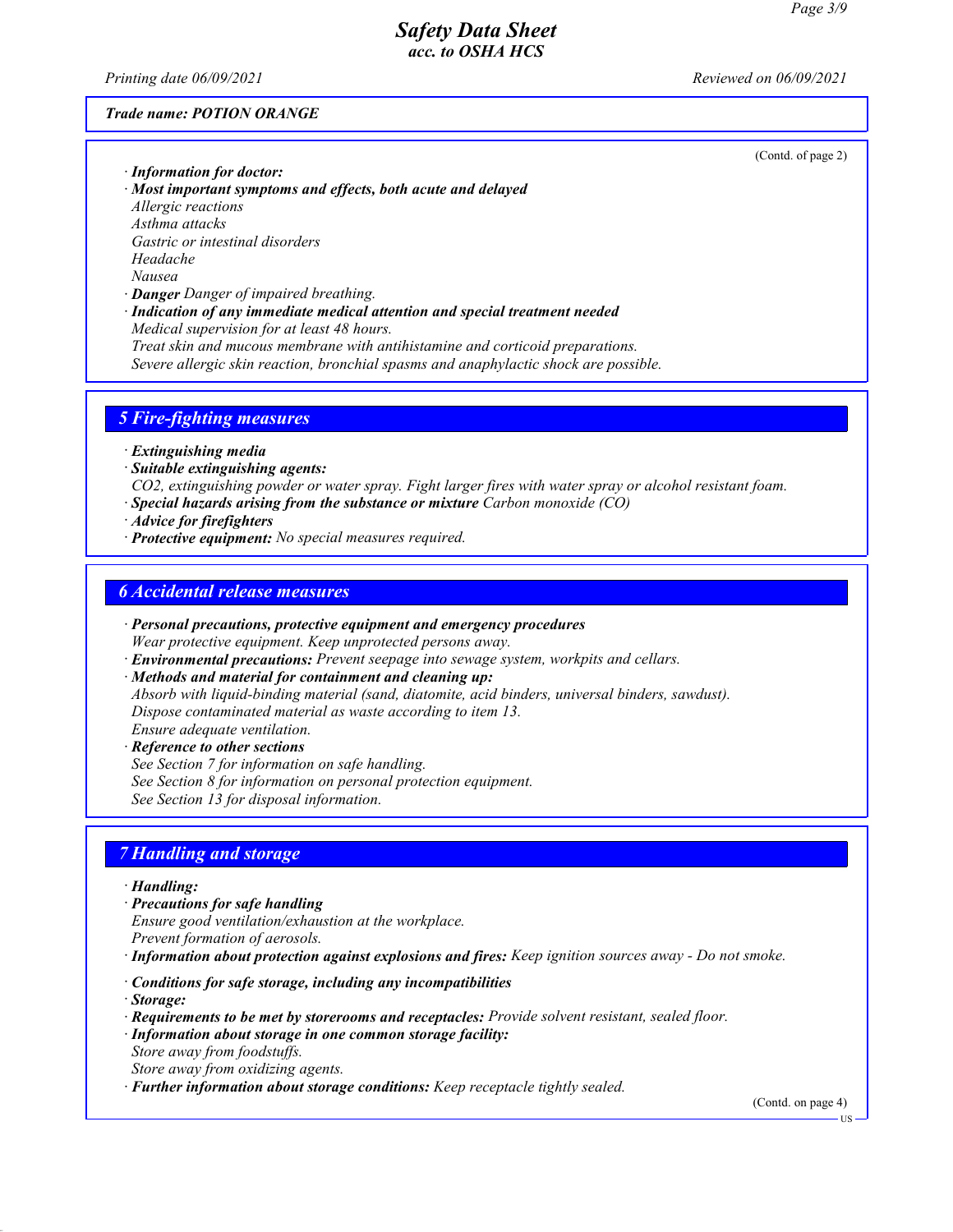Trade name: POTION ORANGE

(Contd. of page 2)

· **Information for doctor:**
· **Most important symptoms and effects, both acute and delayed**
Allergic reactions
Asthma attacks
Gastric or intestinal disorders
Headache
Nausea
· **Danger** Danger of impaired breathing.
· **Indication of any immediate medical attention and special treatment needed**
Medical supervision for at least 48 hours.
Treat skin and mucous membrane with antihistamine and corticoid preparations.
Severe allergic skin reaction, bronchial spasms and anaphylactic shock are possible.

## 5 Fire-fighting measures

· **Extinguishing media**
· **Suitable extinguishing agents:**
$CO_2$, extinguishing powder or water spray. Fight larger fires with water spray or alcohol resistant foam.
· **Special hazards arising from the substance or mixture** Carbon monoxide (CO)
· **Advice for firefighters**
· **Protective equipment:** No special measures required.

## 6 Accidental release measures

· **Personal precautions, protective equipment and emergency procedures**
Wear protective equipment. Keep unprotected persons away.
· **Environmental precautions:** Prevent seepage into sewage system, workpits and cellars.
· **Methods and material for containment and cleaning up:**
Absorb with liquid-binding material (sand, diatomite, acid binders, universal binders, sawdust).
Dispose contaminated material as waste according to item 13.
Ensure adequate ventilation.
· **Reference to other sections**
See Section 7 for information on safe handling.
See Section 8 for information on personal protection equipment.
See Section 13 for disposal information.

## 7 Handling and storage

· **Handling:**
· **Precautions for safe handling**
Ensure good ventilation/exhaustion at the workplace.
Prevent formation of aerosols.
· **Information about protection against explosions and fires:** Keep ignition sources away - Do not smoke.

· **Conditions for safe storage, including any incompatibilities**
· **Storage:**
· **Requirements to be met by storerooms and receptacles:** Provide solvent resistant, sealed floor.
· **Information about storage in one common storage facility:**
Store away from foodstuffs.
Store away from oxidizing agents.
· **Further information about storage conditions:** Keep receptacle tightly sealed.

(Contd. on page 4)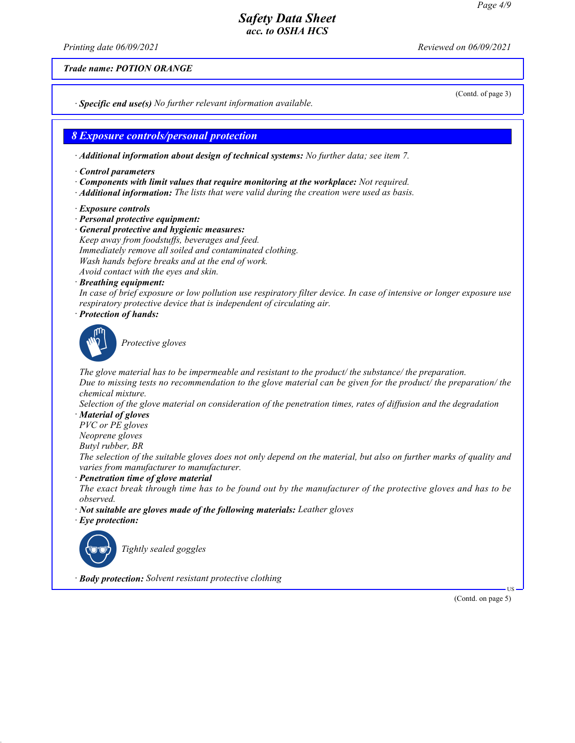Trade name: POTION ORANGE

(Contd. of page 3)

· **Specific end use(s)** No further relevant information available.

## 8 Exposure controls/personal protection

· **Additional information about design of technical systems:** No further data; see item 7.

· **Control parameters**
· **Components with limit values that require monitoring at the workplace:** Not required.
· **Additional information:** The lists that were valid during the creation were used as basis.

· **Exposure controls**
· **Personal protective equipment:**
· **General protective and hygienic measures:**
Keep away from foodstuffs, beverages and feed.
Immediately remove all soiled and contaminated clothing.
Wash hands before breaks and at the end of work.
Avoid contact with the eyes and skin.
· **Breathing equipment:**
In case of brief exposure or low pollution use respiratory filter device. In case of intensive or longer exposure use respiratory protective device that is independent of circulating air.
· **Protection of hands:**

Protective gloves

The glove material has to be impermeable and resistant to the product/ the substance/ the preparation.
Due to missing tests no recommendation to the glove material can be given for the product/ the preparation/ the chemical mixture.
Selection of the glove material on consideration of the penetration times, rates of diffusion and the degradation
· **Material of gloves**
PVC or PE gloves
Neoprene gloves
Butyl rubber, BR
The selection of the suitable gloves does not only depend on the material, but also on further marks of quality and varies from manufacturer to manufacturer.
· **Penetration time of glove material**
The exact break through time has to be found out by the manufacturer of the protective gloves and has to be observed.
· **Not suitable are gloves made of the following materials:** Leather gloves
· **Eye protection:**

Tightly sealed goggles

· **Body protection:** Solvent resistant protective clothing

(Contd. on page 5)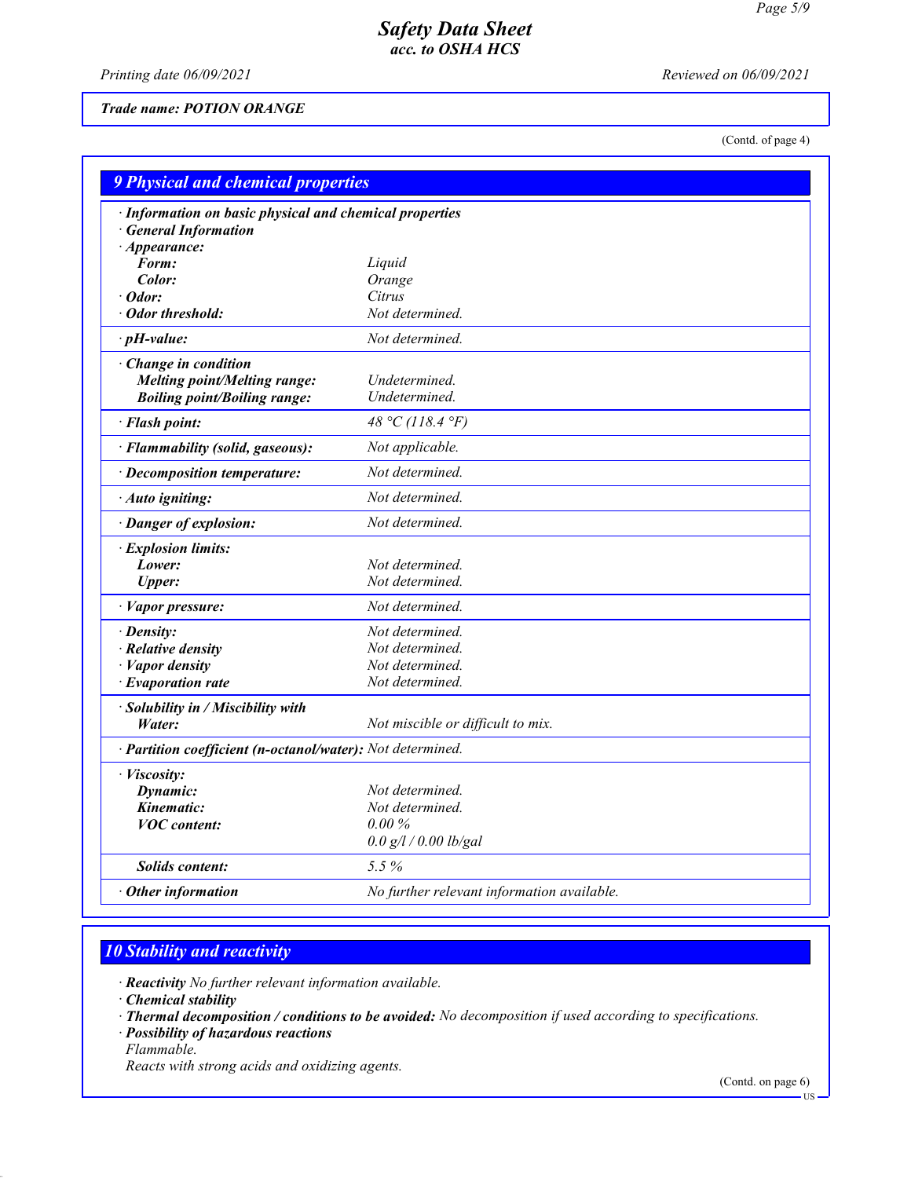Trade name: POTION ORANGE

(Contd. of page 4)

## 9 Physical and chemical properties

| | |
|---|---|
| · **Information on basic physical and chemical properties** | |
| · **General Information** | |
| · **Appearance:** | |
| **Form:** | Liquid |
| **Color:** | Orange |
| · **Odor:** | Citrus |
| · **Odor threshold:** | Not determined. |
| · **pH-value:** | Not determined. |
| · **Change in condition** | |
| **Melting point/Melting range:** | Undetermined. |
| **Boiling point/Boiling range:** | Undetermined. |
| · **Flash point:** | 48 °C (118.4 °F) |
| · **Flammability (solid, gaseous):** | Not applicable. |
| · **Decomposition temperature:** | Not determined. |
| · **Auto igniting:** | Not determined. |
| · **Danger of explosion:** | Not determined. |
| · **Explosion limits:** | |
| **Lower:** | Not determined. |
| **Upper:** | Not determined. |
| · **Vapor pressure:** | Not determined. |
| · **Density:** | Not determined. |
| · **Relative density** | Not determined. |
| · **Vapor density** | Not determined. |
| · **Evaporation rate** | Not determined. |
| · **Solubility in / Miscibility with** | |
| **Water:** | Not miscible or difficult to mix. |
| · **Partition coefficient (n-octanol/water):** | Not determined. |
| · **Viscosity:** | |
| **Dynamic:** | Not determined. |
| **Kinematic:** | Not determined. |
| **VOC content:** | 0.00 % |
| | 0.0 g/l / 0.00 lb/gal |
| **Solids content:** | 5.5 % |
| · **Other information** | No further relevant information available. |

## 10 Stability and reactivity

· **Reactivity** No further relevant information available.
· **Chemical stability**
· **Thermal decomposition / conditions to be avoided:** No decomposition if used according to specifications.
· **Possibility of hazardous reactions**
Flammable.
Reacts with strong acids and oxidizing agents.

(Contd. on page 6)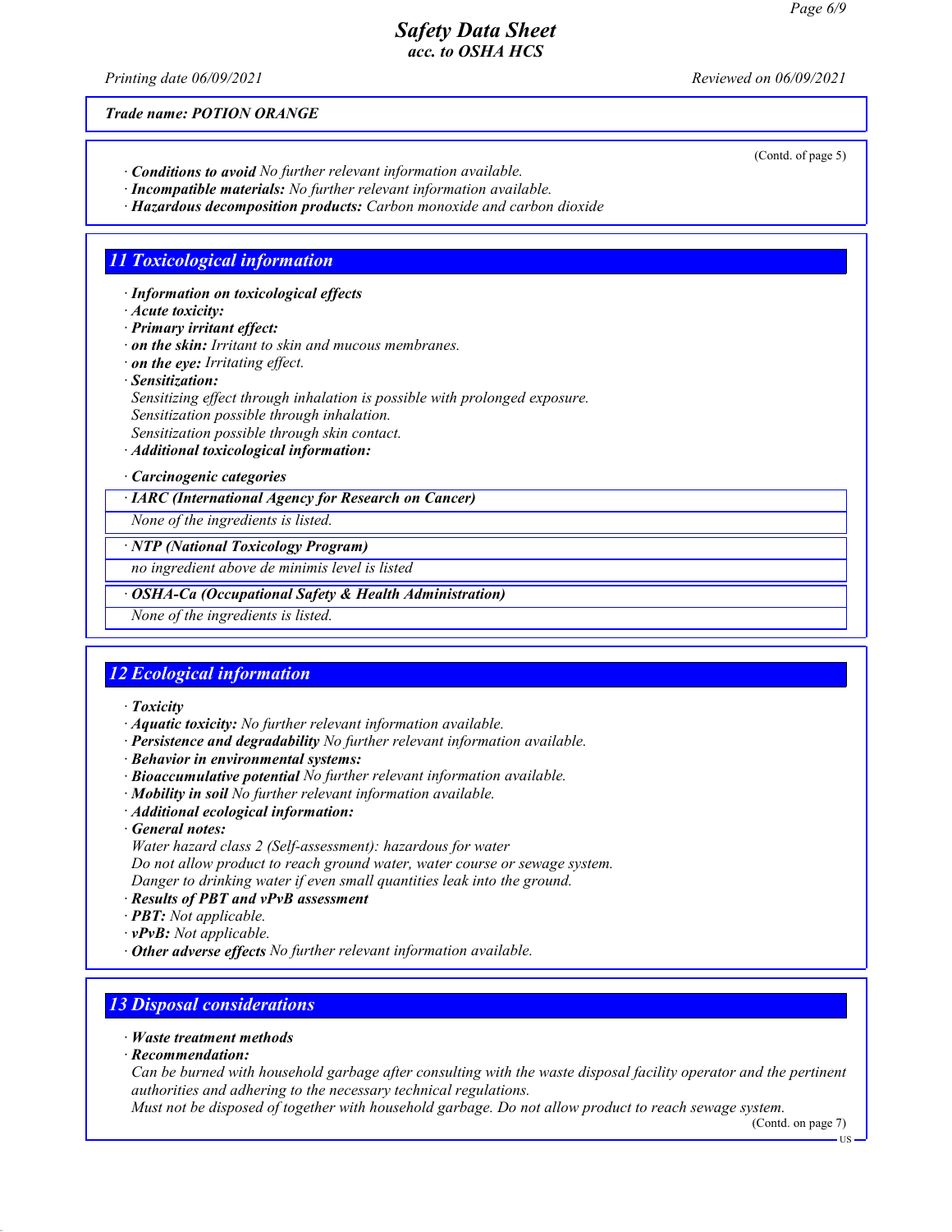**Trade name: POTION ORANGE**

(Contd. of page 5)

· **Conditions to avoid** No further relevant information available.
· **Incompatible materials:** No further relevant information available.
· **Hazardous decomposition products:** Carbon monoxide and carbon dioxide

## 11 Toxicological information

· **Information on toxicological effects**
· **Acute toxicity:**
· **Primary irritant effect:**
· **on the skin:** Irritant to skin and mucous membranes.
· **on the eye:** Irritating effect.
· **Sensitization:**
Sensitizing effect through inhalation is possible with prolonged exposure.
Sensitization possible through inhalation.
Sensitization possible through skin contact.
· **Additional toxicological information:**

· **Carcinogenic categories**

· **IARC (International Agency for Research on Cancer)**

None of the ingredients is listed.

· **NTP (National Toxicology Program)**

no ingredient above de minimis level is listed

· **OSHA-Ca (Occupational Safety & Health Administration)**

None of the ingredients is listed.

## 12 Ecological information

· **Toxicity**
· **Aquatic toxicity:** No further relevant information available.
· **Persistence and degradability** No further relevant information available.
· **Behavior in environmental systems:**
· **Bioaccumulative potential** No further relevant information available.
· **Mobility in soil** No further relevant information available.
· **Additional ecological information:**
· **General notes:**
Water hazard class 2 (Self-assessment): hazardous for water
Do not allow product to reach ground water, water course or sewage system.
Danger to drinking water if even small quantities leak into the ground.
· **Results of PBT and vPvB assessment**
· **PBT:** Not applicable.
· **vPvB:** Not applicable.
· **Other adverse effects** No further relevant information available.

## 13 Disposal considerations

· **Waste treatment methods**
· **Recommendation:**
Can be burned with household garbage after consulting with the waste disposal facility operator and the pertinent authorities and adhering to the necessary technical regulations.
Must not be disposed of together with household garbage. Do not allow product to reach sewage system.

(Contd. on page 7)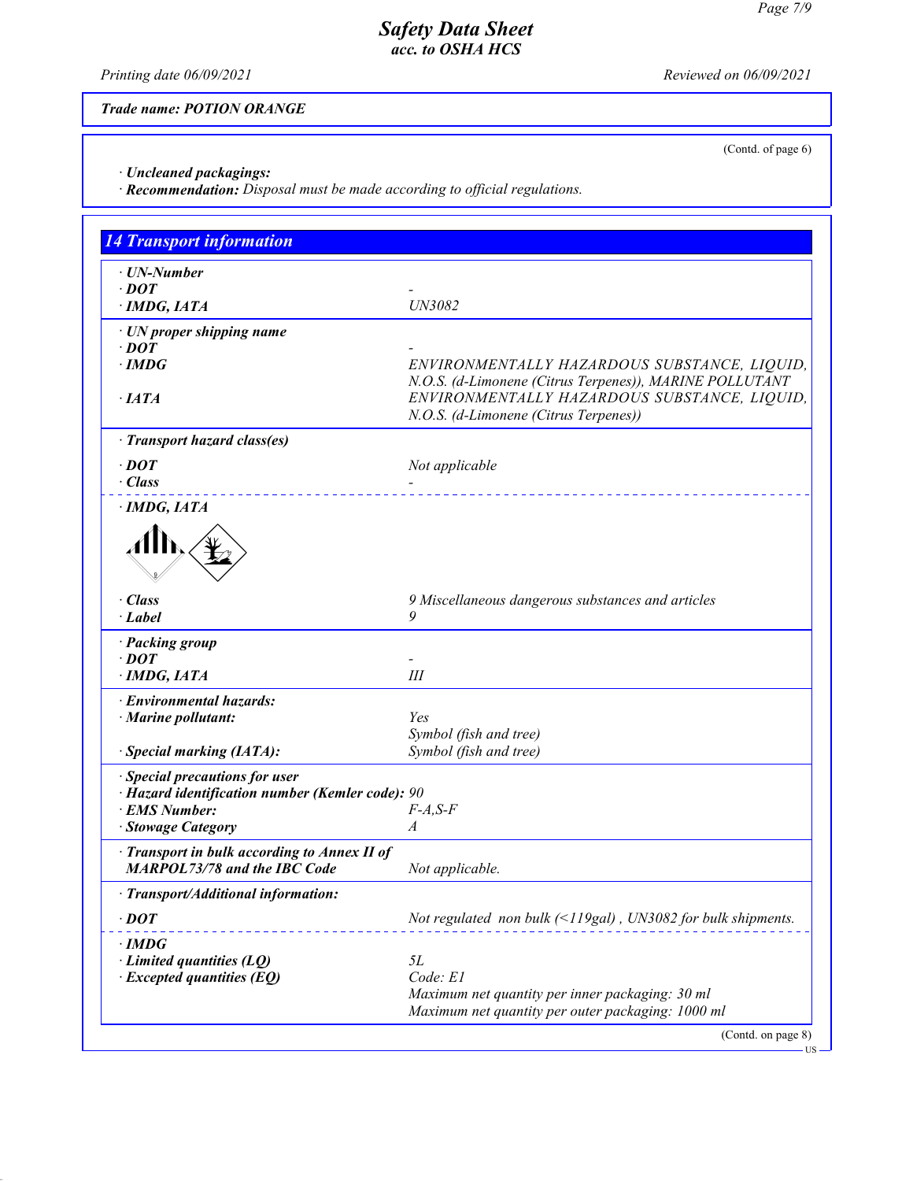(Contd. of page 6)

· **Uncleaned packagings:**
· **Recommendation:** *Disposal must be made according to official regulations.*

## 14 Transport information

| | |
|---|---|
| · **UN-Number** | |
| · **DOT** | - |
| · **IMDG, IATA** | UN3082 |
| · **UN proper shipping name** | |
| · **DOT** | - |
| · **IMDG** | ENVIRONMENTALLY HAZARDOUS SUBSTANCE, LIQUID, N.O.S. (d-Limonene (Citrus Terpenes)), MARINE POLLUTANT |
| · **IATA** | ENVIRONMENTALLY HAZARDOUS SUBSTANCE, LIQUID, N.O.S. (d-Limonene (Citrus Terpenes)) |
| · **Transport hazard class(es)** | |
| · **DOT** | Not applicable |
| · **Class** | - |
| · **IMDG, IATA** | |
| · **Class** | 9 Miscellaneous dangerous substances and articles |
| · **Label** | 9 |
| · **Packing group** | |
| · **DOT** | - |
| · **IMDG, IATA** | III |
| · **Environmental hazards:** | |
| · **Marine pollutant:** | Yes<br>Symbol (fish and tree) |
| · **Special marking (IATA):** | Symbol (fish and tree) |
| · **Special precautions for user** | |
| · **Hazard identification number (Kemler code):** | 90 |
| · **EMS Number:** | F-A,S-F |
| · **Stowage Category** | A |
| · **Transport in bulk according to Annex II of MARPOL73/78 and the IBC Code** | Not applicable. |
| · **Transport/Additional information:** | |
| · **DOT** | Not regulated non bulk (<119gal) , UN3082 for bulk shipments. |
| · **IMDG** | |
| · **Limited quantities (LQ)** | 5L |
| · **Excepted quantities (EQ)** | Code: E1<br>Maximum net quantity per inner packaging: 30 ml<br>Maximum net quantity per outer packaging: 1000 ml |

(Contd. on page 8)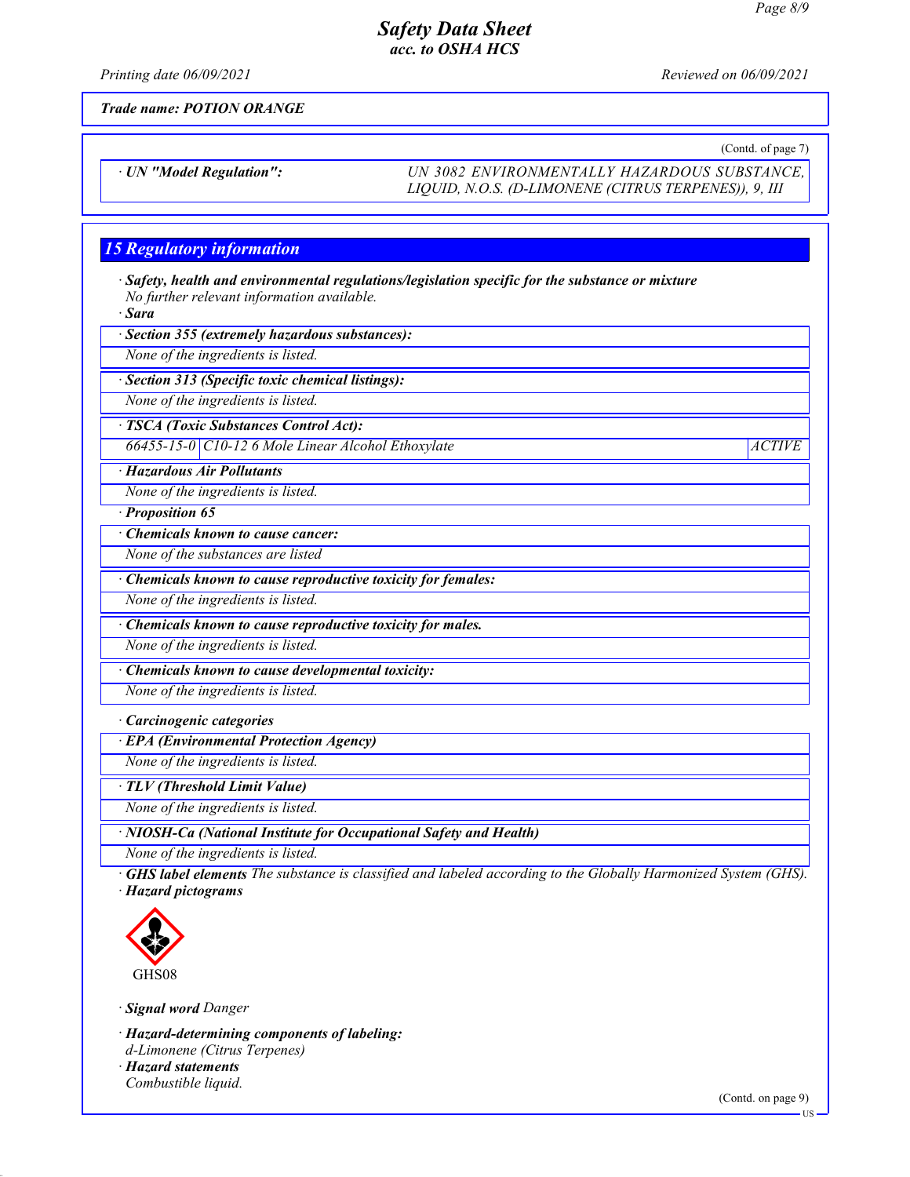*Trade name: POTION ORANGE*

(Contd. of page 7)

| · UN "Model Regulation": | UN 3082 ENVIRONMENTALLY HAZARDOUS SUBSTANCE, LIQUID, N.O.S. (D-LIMONENE (CITRUS TERPENES)), 9, III |
|---|---|

## 15 Regulatory information

· **Safety, health and environmental regulations/legislation specific for the substance or mixture**
No further relevant information available.

· **Sara**

· **Section 355 (extremely hazardous substances):**
None of the ingredients is listed.

· **Section 313 (Specific toxic chemical listings):**
None of the ingredients is listed.

· **TSCA (Toxic Substances Control Act):**

| 66455-15-0 | C10-12 6 Mole Linear Alcohol Ethoxylate | ACTIVE |
|---|---|---|

· **Hazardous Air Pollutants**
None of the ingredients is listed.

· **Proposition 65**

· **Chemicals known to cause cancer:**
None of the substances are listed

· **Chemicals known to cause reproductive toxicity for females:**
None of the ingredients is listed.

· **Chemicals known to cause reproductive toxicity for males.**
None of the ingredients is listed.

· **Chemicals known to cause developmental toxicity:**
None of the ingredients is listed.

· **Carcinogenic categories**

· **EPA (Environmental Protection Agency)**
None of the ingredients is listed.

· **TLV (Threshold Limit Value)**
None of the ingredients is listed.

· **NIOSH-Ca (National Institute for Occupational Safety and Health)**
None of the ingredients is listed.

· **GHS label elements** The substance is classified and labeled according to the Globally Harmonized System (GHS).

· **Hazard pictograms**

GHS08

· **Signal word** Danger

· **Hazard-determining components of labeling:**
d-Limonene (Citrus Terpenes)

· **Hazard statements**
Combustible liquid.

(Contd. on page 9)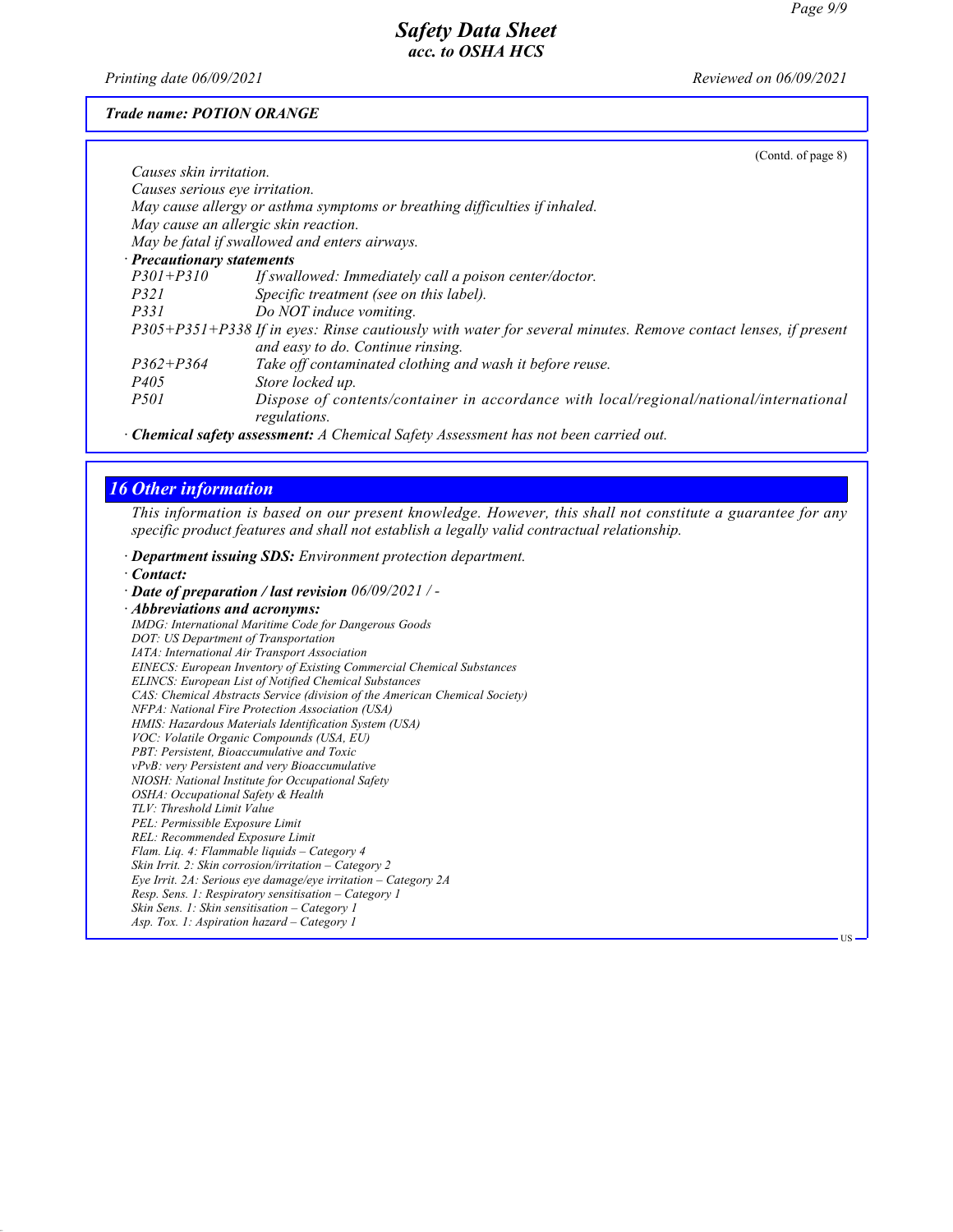Safety Data Sheet
acc. to OSHA HCS

Printing date 06/09/2021 Reviewed on 06/09/2021

**Trade name: POTION ORANGE**

(Contd. of page 8)

*Causes skin irritation.*
*Causes serious eye irritation.*
*May cause allergy or asthma symptoms or breathing difficulties if inhaled.*
*May cause an allergic skin reaction.*
*May be fatal if swallowed and enters airways.*

· ***Precautionary statements***

| | |
|---|---|
| P301+P310 | If swallowed: Immediately call a poison center/doctor. |
| P321 | Specific treatment (see on this label). |
| P331 | Do NOT induce vomiting. |
| P305+P351+P338 | If in eyes: Rinse cautiously with water for several minutes. Remove contact lenses, if present and easy to do. Continue rinsing. |
| P362+P364 | Take off contaminated clothing and wash it before reuse. |
| P405 | Store locked up. |
| P501 | Dispose of contents/container in accordance with local/regional/national/international regulations. |

· ***Chemical safety assessment:*** *A Chemical Safety Assessment has not been carried out.*

## 16 Other information

*This information is based on our present knowledge. However, this shall not constitute a guarantee for any specific product features and shall not establish a legally valid contractual relationship.*

· ***Department issuing SDS:*** *Environment protection department.*

· ***Contact:***

· ***Date of preparation / last revision*** *06/09/2021 / -*

· ***Abbreviations and acronyms:***

*IMDG: International Maritime Code for Dangerous Goods*
*DOT: US Department of Transportation*
*IATA: International Air Transport Association*
*EINECS: European Inventory of Existing Commercial Chemical Substances*
*ELINCS: European List of Notified Chemical Substances*
*CAS: Chemical Abstracts Service (division of the American Chemical Society)*
*NFPA: National Fire Protection Association (USA)*
*HMIS: Hazardous Materials Identification System (USA)*
*VOC: Volatile Organic Compounds (USA, EU)*
*PBT: Persistent, Bioaccumulative and Toxic*
*vPvB: very Persistent and very Bioaccumulative*
*NIOSH: National Institute for Occupational Safety*
*OSHA: Occupational Safety & Health*
*TLV: Threshold Limit Value*
*PEL: Permissible Exposure Limit*
*REL: Recommended Exposure Limit*
*Flam. Liq. 4: Flammable liquids – Category 4*
*Skin Irrit. 2: Skin corrosion/irritation – Category 2*
*Eye Irrit. 2A: Serious eye damage/eye irritation – Category 2A*
*Resp. Sens. 1: Respiratory sensitisation – Category 1*
*Skin Sens. 1: Skin sensitisation – Category 1*
*Asp. Tox. 1: Aspiration hazard – Category 1*

US